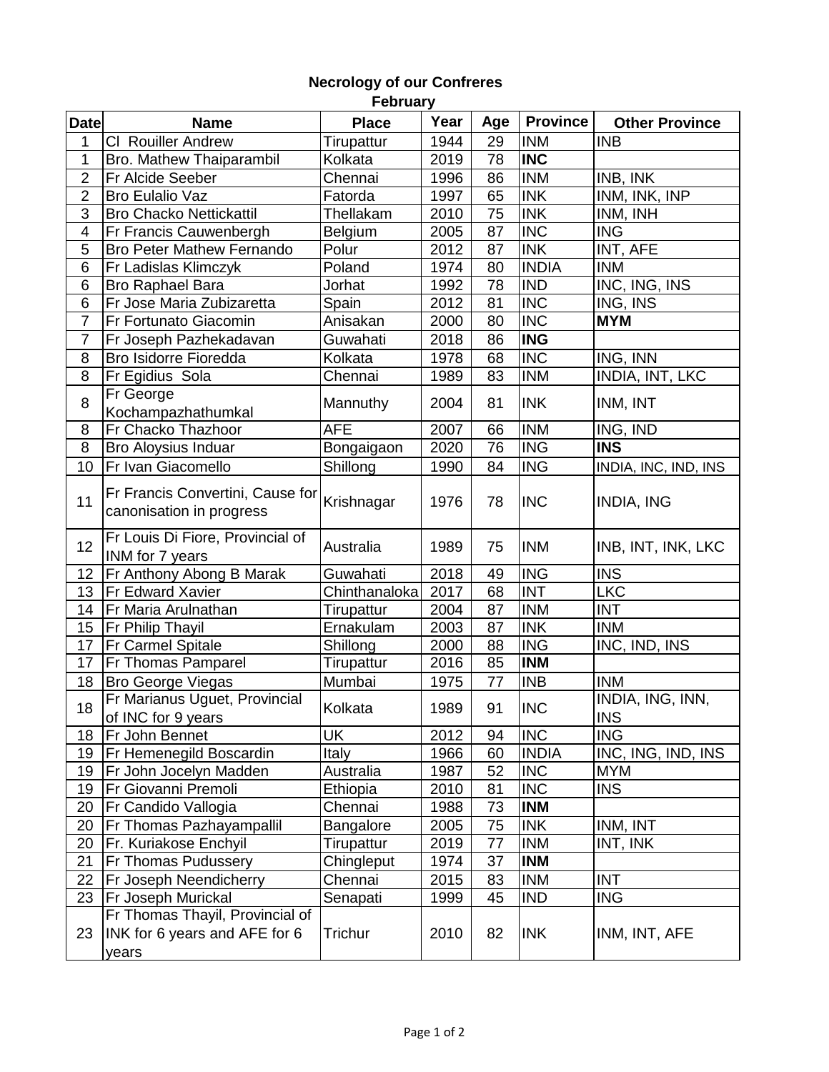**Necrology of our Confreres**
**February**

| Date | Name | Place | Year | Age | Province | Other Province |
|---|---|---|---|---|---|---|
| 1 | Cl Rouiller Andrew | Tirupattur | 1944 | 29 | INM | INB |
| 1 | Bro. Mathew Thaiparambil | Kolkata | 2019 | 78 | **INC** | |
| 2 | Fr Alcide Seeber | Chennai | 1996 | 86 | INM | INB, INK |
| 2 | Bro Eulalio Vaz | Fatorda | 1997 | 65 | INK | INM, INK, INP |
| 3 | Bro Chacko Nettickattil | Thellakam | 2010 | 75 | INK | INM, INH |
| 4 | Fr Francis Cauwenbergh | Belgium | 2005 | 87 | INC | ING |
| 5 | Bro Peter Mathew Fernando | Polur | 2012 | 87 | INK | INT, AFE |
| 6 | Fr Ladislas Klimczyk | Poland | 1974 | 80 | INDIA | INM |
| 6 | Bro Raphael Bara | Jorhat | 1992 | 78 | IND | INC, ING, INS |
| 6 | Fr Jose Maria Zubizaretta | Spain | 2012 | 81 | INC | ING, INS |
| 7 | Fr Fortunato Giacomin | Anisakan | 2000 | 80 | INC | **MYM** |
| 7 | Fr Joseph Pazhekadavan | Guwahati | 2018 | 86 | **ING** | |
| 8 | Bro Isidorre Fioredda | Kolkata | 1978 | 68 | INC | ING, INN |
| 8 | Fr Egidius Sola | Chennai | 1989 | 83 | INM | INDIA, INT, LKC |
| 8 | Fr George Kochampazhathumkal | Mannuthy | 2004 | 81 | INK | INM, INT |
| 8 | Fr Chacko Thazhoor | AFE | 2007 | 66 | INM | ING, IND |
| 8 | Bro Aloysius Induar | Bongaigaon | 2020 | 76 | ING | **INS** |
| 10 | Fr Ivan Giacomello | Shillong | 1990 | 84 | ING | INDIA, INC, IND, INS |
| 11 | Fr Francis Convertini, Cause for canonisation in progress | Krishnagar | 1976 | 78 | INC | INDIA, ING |
| 12 | Fr Louis Di Fiore, Provincial of INM for 7 years | Australia | 1989 | 75 | INM | INB, INT, INK, LKC |
| 12 | Fr Anthony Abong B Marak | Guwahati | 2018 | 49 | ING | INS |
| 13 | Fr Edward Xavier | Chinthanaloka | 2017 | 68 | INT | LKC |
| 14 | Fr Maria Arulnathan | Tirupattur | 2004 | 87 | INM | INT |
| 15 | Fr Philip Thayil | Ernakulam | 2003 | 87 | INK | INM |
| 17 | Fr Carmel Spitale | Shillong | 2000 | 88 | ING | INC, IND, INS |
| 17 | Fr Thomas Pamparel | Tirupattur | 2016 | 85 | **INM** | |
| 18 | Bro George Viegas | Mumbai | 1975 | 77 | INB | INM |
| 18 | Fr Marianus Uguet, Provincial of INC for 9 years | Kolkata | 1989 | 91 | INC | INDIA, ING, INN, INS |
| 18 | Fr John Bennet | UK | 2012 | 94 | INC | ING |
| 19 | Fr Hemenegild Boscardin | Italy | 1966 | 60 | INDIA | INC, ING, IND, INS |
| 19 | Fr John Jocelyn Madden | Australia | 1987 | 52 | INC | MYM |
| 19 | Fr Giovanni Premoli | Ethiopia | 2010 | 81 | INC | INS |
| 20 | Fr Candido Vallogia | Chennai | 1988 | 73 | **INM** | |
| 20 | Fr Thomas Pazhayampallil | Bangalore | 2005 | 75 | INK | INM, INT |
| 20 | Fr. Kuriakose Enchyil | Tirupattur | 2019 | 77 | INM | INT, INK |
| 21 | Fr Thomas Pudussery | Chingleput | 1974 | 37 | **INM** | |
| 22 | Fr Joseph Neendicherry | Chennai | 2015 | 83 | INM | INT |
| 23 | Fr Joseph Murickal | Senapati | 1999 | 45 | IND | ING |
| 23 | Fr Thomas Thayil, Provincial of INK for 6 years and AFE for 6 years | Trichur | 2010 | 82 | INK | INM, INT, AFE |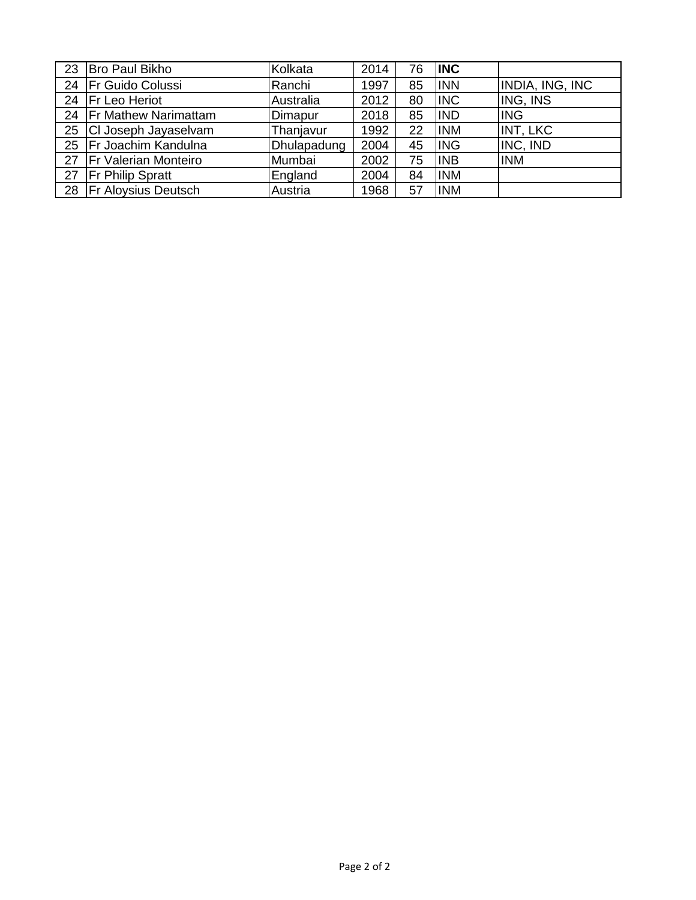| | | | | | | |
|---|---|---|---|---|---|---|
| 23 | Bro Paul Bikho | Kolkata | 2014 | 76 | **INC** | |
| 24 | Fr Guido Colussi | Ranchi | 1997 | 85 | INN | INDIA, ING, INC |
| 24 | Fr Leo Heriot | Australia | 2012 | 80 | INC | ING, INS |
| 24 | Fr Mathew Narimattam | Dimapur | 2018 | 85 | IND | ING |
| 25 | Cl Joseph Jayaselvam | Thanjavur | 1992 | 22 | INM | INT, LKC |
| 25 | Fr Joachim Kandulna | Dhulapadung | 2004 | 45 | ING | INC, IND |
| 27 | Fr Valerian Monteiro | Mumbai | 2002 | 75 | INB | INM |
| 27 | Fr Philip Spratt | England | 2004 | 84 | INM | |
| 28 | Fr Aloysius Deutsch | Austria | 1968 | 57 | INM | |